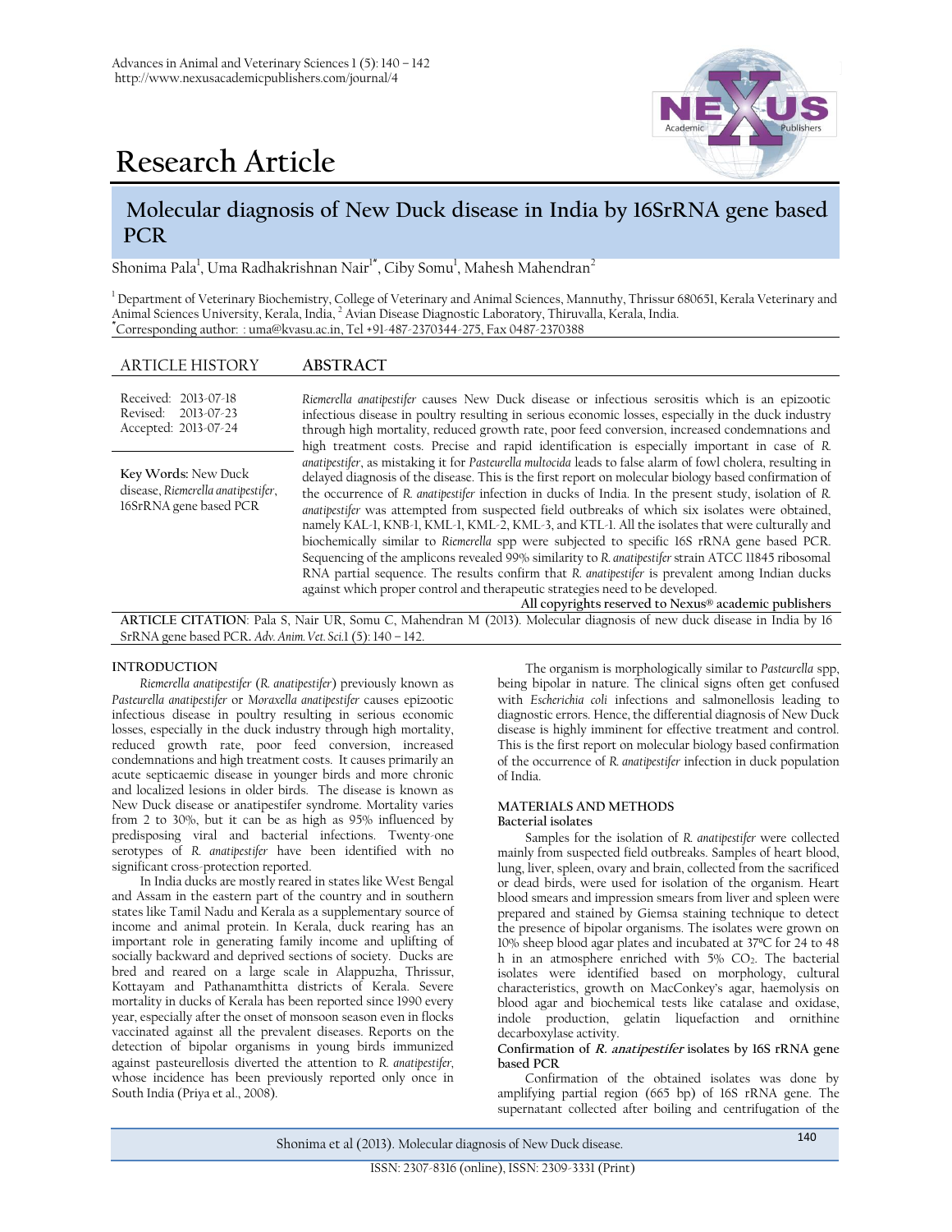# Research Article

## Molecular diagnosis of New Duck disease in India by 16SrRNA gene based PCR

Shonima Pala[1], Uma Radhakrishnan Nair[1*], Ciby Somu[1], Mahesh Mahendran[2]

[1] Department of Veterinary Biochemistry, College of Veterinary and Animal Sciences, Mannuthy, Thrissur 680651, Kerala Veterinary and Animal Sciences University, Kerala, India, [2] Avian Disease Diagnostic Laboratory, Thiruvalla, Kerala, India.
[*]Corresponding author: : uma@kvasu.ac.in, Tel +91-487-2370344-275, Fax 0487-2370388

**ARTICLE HISTORY**

Received: 2013-07-18
Revised: 2013-07-23
Accepted: 2013-07-24

**Key Words:** New Duck disease, *Riemerella anatipestifer*, 16SrRNA gene based PCR

**ABSTRACT**

*Riemerella anatipestifer* causes New Duck disease or infectious serositis which is an epizootic infectious disease in poultry resulting in serious economic losses, especially in the duck industry through high mortality, reduced growth rate, poor feed conversion, increased condemnations and high treatment costs. Precise and rapid identification is especially important in case of *R. anatipestifer*, as mistaking it for *Pasteurella multocida* leads to false alarm of fowl cholera, resulting in delayed diagnosis of the disease. This is the first report on molecular biology based confirmation of the occurrence of *R. anatipestifer* infection in ducks of India. In the present study, isolation of *R. anatipestifer* was attempted from suspected field outbreaks of which six isolates were obtained, namely KAL-1, KNB-1, KML-1, KML-2, KML-3, and KTL-1. All the isolates that were culturally and biochemically similar to *Riemerella* spp were subjected to specific 16S rRNA gene based PCR. Sequencing of the amplicons revealed 99% similarity to *R. anatipestifer* strain ATCC 11845 ribosomal RNA partial sequence. The results confirm that *R. anatipestifer* is prevalent among Indian ducks against which proper control and therapeutic strategies need to be developed.

All copyrights reserved to Nexus® academic publishers

**ARTICLE CITATION**: Pala S, Nair UR, Somu C, Mahendran M (2013). Molecular diagnosis of new duck disease in India by 16 SrRNA gene based PCR. *Adv. Anim. Vet. Sci.*1 (5): 140 – 142.

## INTRODUCTION

*Riemerella anatipestifer* (*R. anatipestifer*) previously known as *Pasteurella anatipestifer* or *Moraxella anatipestifer* causes epizootic infectious disease in poultry resulting in serious economic losses, especially in the duck industry through high mortality, reduced growth rate, poor feed conversion, increased condemnations and high treatment costs. It causes primarily an acute septicaemic disease in younger birds and more chronic and localized lesions in older birds. The disease is known as New Duck disease or anatipestifer syndrome. Mortality varies from 2 to 30%, but it can be as high as 95% influenced by predisposing viral and bacterial infections. Twenty-one serotypes of *R. anatipestifer* have been identified with no significant cross-protection reported.

In India ducks are mostly reared in states like West Bengal and Assam in the eastern part of the country and in southern states like Tamil Nadu and Kerala as a supplementary source of income and animal protein. In Kerala, duck rearing has an important role in generating family income and uplifting of socially backward and deprived sections of society. Ducks are bred and reared on a large scale in Alappuzha, Thrissur, Kottayam and Pathanamthitta districts of Kerala. Severe mortality in ducks of Kerala has been reported since 1990 every year, especially after the onset of monsoon season even in flocks vaccinated against all the prevalent diseases. Reports on the detection of bipolar organisms in young birds immunized against pasteurellosis diverted the attention to *R. anatipestifer*, whose incidence has been previously reported only once in South India (Priya et al., 2008).

The organism is morphologically similar to *Pasteurella* spp, being bipolar in nature. The clinical signs often get confused with *Escherichia coli* infections and salmonellosis leading to diagnostic errors. Hence, the differential diagnosis of New Duck disease is highly imminent for effective treatment and control. This is the first report on molecular biology based confirmation of the occurrence of *R. anatipestifer* infection in duck population of India.

## MATERIALS AND METHODS

### Bacterial isolates

Samples for the isolation of *R. anatipestifer* were collected mainly from suspected field outbreaks. Samples of heart blood, lung, liver, spleen, ovary and brain, collected from the sacrificed or dead birds, were used for isolation of the organism. Heart blood smears and impression smears from liver and spleen were prepared and stained by Giemsa staining technique to detect the presence of bipolar organisms. The isolates were grown on 10% sheep blood agar plates and incubated at 37ºC for 24 to 48 h in an atmosphere enriched with 5% $CO_2$. The bacterial isolates were identified based on morphology, cultural characteristics, growth on MacConkey's agar, haemolysis on blood agar and biochemical tests like catalase and oxidase, indole production, gelatin liquefaction and ornithine decarboxylase activity.

### Confirmation of *R. anatipestifer* isolates by 16S rRNA gene based PCR

Confirmation of the obtained isolates was done by amplifying partial region (665 bp) of 16S rRNA gene. The supernatant collected after boiling and centrifugation of the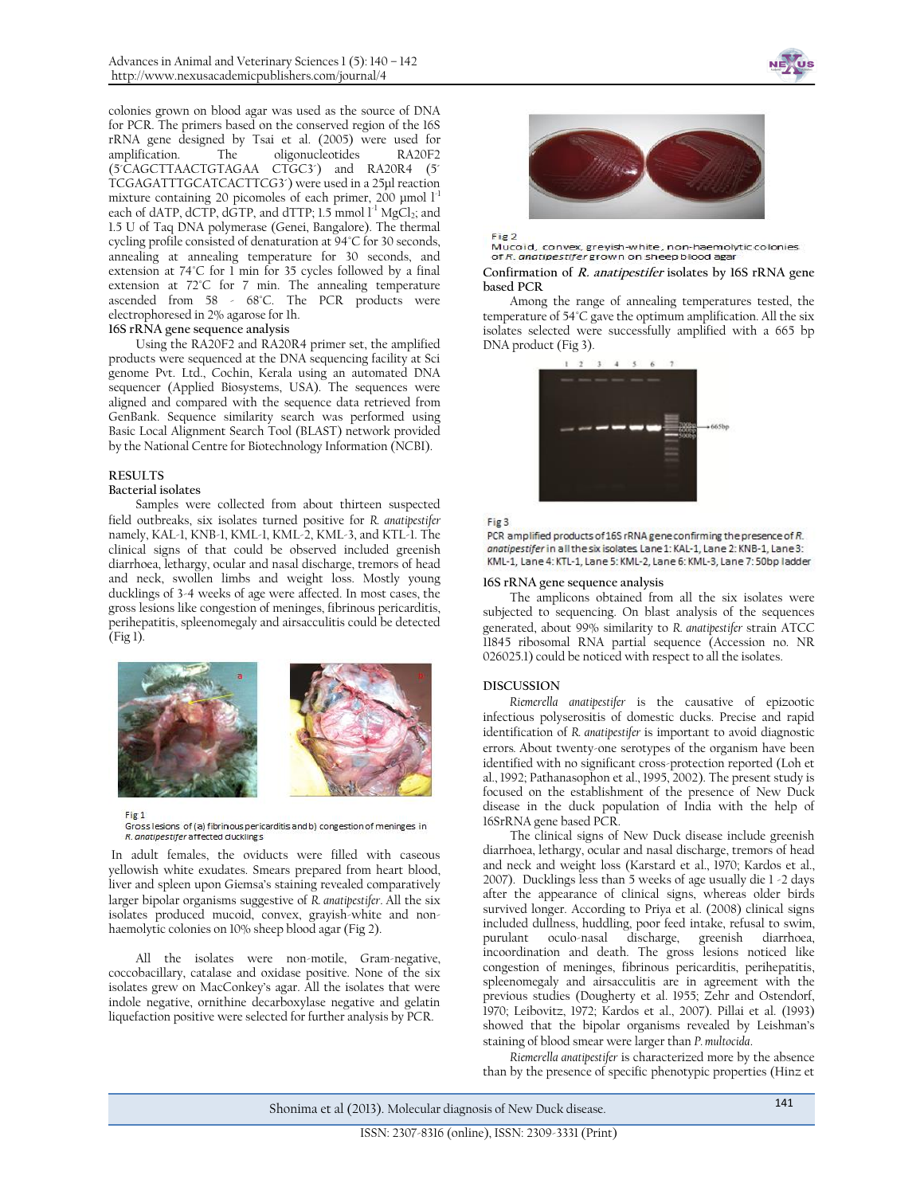colonies grown on blood agar was used as the source of DNA for PCR. The primers based on the conserved region of the 16S rRNA gene designed by Tsai et al. (2005) were used for amplification. The oligonucleotides RA20F2 (5´CAGCTTAACTGTAGAA CTGC3´) and RA20R4 (5´ TCGAGATTTGCATCACTTCG3´) were used in a 25µl reaction mixture containing 20 picomoles of each primer, 200 µmol $l^{-1}$ each of dATP, dCTP, dGTP, and dTTP; 1.5 mmol $l^{-1}$ $MgCl_2$; and 1.5 U of Taq DNA polymerase (Genei, Bangalore). The thermal cycling profile consisted of denaturation at 94°C for 30 seconds, annealing at annealing temperature for 30 seconds, and extension at 74°C for 1 min for 35 cycles followed by a final extension at 72°C for 7 min. The annealing temperature ascended from 58 - 68°C. The PCR products were electrophoresed in 2% agarose for 1h.

### 16S rRNA gene sequence analysis

Using the RA20F2 and RA20R4 primer set, the amplified products were sequenced at the DNA sequencing facility at Sci genome Pvt. Ltd., Cochin, Kerala using an automated DNA sequencer (Applied Biosystems, USA). The sequences were aligned and compared with the sequence data retrieved from GenBank. Sequence similarity search was performed using Basic Local Alignment Search Tool (BLAST) network provided by the National Centre for Biotechnology Information (NCBI).

## RESULTS

### Bacterial isolates

Samples were collected from about thirteen suspected field outbreaks, six isolates turned positive for *R. anatipestifer* namely, KAL-1, KNB-1, KML-1, KML-2, KML-3, and KTL-1. The clinical signs of that could be observed included greenish diarrhoea, lethargy, ocular and nasal discharge, tremors of head and neck, swollen limbs and weight loss. Mostly young ducklings of 3-4 weeks of age were affected. In most cases, the gross lesions like congestion of meninges, fibrinous pericarditis, perihepatitis, spleenomegaly and airsacculitis could be detected (Fig 1).

Fig 1
Gross lesions of (a) fibrinous pericarditis and b) congestion of meninges in *R. anatipestifer* affected ducklings

In adult females, the oviducts were filled with caseous yellowish white exudates. Smears prepared from heart blood, liver and spleen upon Giemsa's staining revealed comparatively larger bipolar organisms suggestive of *R. anatipestifer*. All the six isolates produced mucoid, convex, grayish-white and non-haemolytic colonies on 10% sheep blood agar (Fig 2).

All the isolates were non-motile, Gram-negative, coccobacillary, catalase and oxidase positive. None of the six isolates grew on MacConkey's agar. All the isolates that were indole negative, ornithine decarboxylase negative and gelatin liquefaction positive were selected for further analysis by PCR.

Fig 2
Mucoid, convex, greyish-white, non-haemolytic colonies of *R. anatipestifer* grown on sheep blood agar

### Confirmation of *R. anatipestifer* isolates by 16S rRNA gene based PCR

Among the range of annealing temperatures tested, the temperature of 54°C gave the optimum amplification. All the six isolates selected were successfully amplified with a 665 bp DNA product (Fig 3).

Fig 3
PCR amplified products of 16S rRNA gene confirming the presence of *R. anatipestifer* in all the six isolates. Lane 1: KAL-1, Lane 2: KNB-1, Lane 3: KML-1, Lane 4: KTL-1, Lane 5: KML-2, Lane 6: KML-3, Lane 7: 50bp ladder

### 16S rRNA gene sequence analysis

The amplicons obtained from all the six isolates were subjected to sequencing. On blast analysis of the sequences generated, about 99% similarity to *R. anatipestifer* strain ATCC 11845 ribosomal RNA partial sequence (Accession no. NR 026025.1) could be noticed with respect to all the isolates.

## DISCUSSION

*Riemerella anatipestifer* is the causative of epizootic infectious polyserositis of domestic ducks. Precise and rapid identification of *R. anatipestifer* is important to avoid diagnostic errors. About twenty-one serotypes of the organism have been identified with no significant cross-protection reported (Loh et al., 1992; Pathanasophon et al., 1995, 2002). The present study is focused on the establishment of the presence of New Duck disease in the duck population of India with the help of 16SrRNA gene based PCR.

The clinical signs of New Duck disease include greenish diarrhoea, lethargy, ocular and nasal discharge, tremors of head and neck and weight loss (Karstard et al., 1970; Kardos et al., 2007). Ducklings less than 5 weeks of age usually die 1 -2 days after the appearance of clinical signs, whereas older birds survived longer. According to Priya et al. (2008) clinical signs included dullness, huddling, poor feed intake, refusal to swim, purulant oculo-nasal discharge, greenish diarrhoea, incoordination and death. The gross lesions noticed like congestion of meninges, fibrinous pericarditis, perihepatitis, spleenomegaly and airsacculitis are in agreement with the previous studies (Dougherty et al. 1955; Zehr and Ostendorf, 1970; Leibovitz, 1972; Kardos et al., 2007). Pillai et al. (1993) showed that the bipolar organisms revealed by Leishman's staining of blood smear were larger than *P. multocida*.

*Riemerella anatipestifer* is characterized more by the absence than by the presence of specific phenotypic properties (Hinz et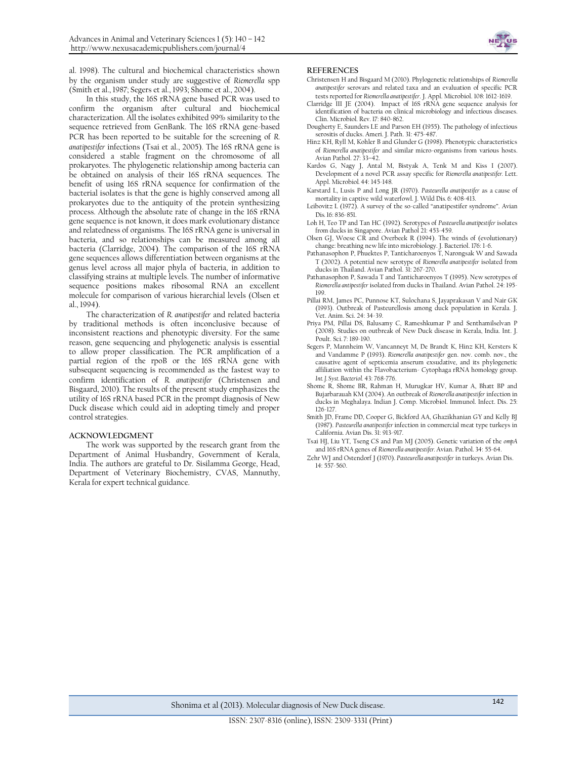al. 1998). The cultural and biochemical characteristics shown by the organism under study are suggestive of *Riemerella* spp (Smith et al., 1987; Segers et al., 1993; Shome et al., 2004).

In this study, the 16S rRNA gene based PCR was used to confirm the organism after cultural and biochemical characterization. All the isolates exhibited 99% similarity to the sequence retrieved from GenBank. The 16S rRNA gene-based PCR has been reported to be suitable for the screening of *R. anatipestifer* infections (Tsai et al., 2005). The 16S rRNA gene is considered a stable fragment on the chromosome of all prokaryotes. The phylogenetic relationship among bacteria can be obtained on analysis of their 16S rRNA sequences. The benefit of using 16S rRNA sequence for confirmation of the bacterial isolates is that the gene is highly conserved among all prokaryotes due to the antiquity of the protein synthesizing process. Although the absolute rate of change in the 16S rRNA gene sequence is not known, it does mark evolutionary distance and relatedness of organisms. The 16S rRNA gene is universal in bacteria, and so relationships can be measured among all bacteria (Clarridge, 2004). The comparison of the 16S rRNA gene sequences allows differentiation between organisms at the genus level across all major phyla of bacteria, in addition to classifying strains at multiple levels. The number of informative sequence positions makes ribosomal RNA an excellent molecule for comparison of various hierarchial levels (Olsen et al., 1994).

The characterization of *R. anatipestifer* and related bacteria by traditional methods is often inconclusive because of inconsistent reactions and phenotypic diversity. For the same reason, gene sequencing and phylogenetic analysis is essential to allow proper classification. The PCR amplification of a partial region of the rpoB or the 16S rRNA gene with subsequent sequencing is recommended as the fastest way to confirm identification of *R. anatipestifer* (Christensen and Bisgaard, 2010). The results of the present study emphasizes the utility of 16S rRNA based PCR in the prompt diagnosis of New Duck disease which could aid in adopting timely and proper control strategies.

## ACKNOWLEDGMENT

The work was supported by the research grant from the Department of Animal Husbandry, Government of Kerala, India. The authors are grateful to Dr. Sisilamma George, Head, Department of Veterinary Biochemistry, CVAS, Mannuthy, Kerala for expert technical guidance.

## REFERENCES

Christensen H and Bisgaard M (2010). Phylogenetic relationships of *Riemerella anatipestifer* serovars and related taxa and an evaluation of specific PCR tests reported for *Riemerella anatipestifer*. J. Appl. Microbiol. 108: 1612-1619.

Clarridge III JE (2004). Impact of 16S rRNA gene sequence analysis for identification of bacteria on clinical microbiology and infectious diseases. Clin. Microbiol. Rev. 17: 840-862.

Dougherty E, Saunders LE and Parson EH (1955). The pathology of infectious serositis of ducks. Ameri. J. Path. 31: 475-487.

Hinz KH, Ryll M, Kohler B and Glunder G (1998). Phenotypic characteristics of *Riemerella anatipestifer* and similar micro-organisms from various hosts. Avian Pathol. 27: 33–42.

Kardos G, Nagy J, Antal M, Bistyak A, Tenk M and Kiss I (2007). Development of a novel PCR assay specific for *Riemerella anatipestifer*. Lett. Appl. Microbiol. 44: 145-148.

Karstard L, Lusis P and Long JR (1970). *Pasteurella anatipestifer* as a cause of mortality in captive wild waterfowl. J. Wild Dis. 6: 408-413.

Leibovitz L (1972). A survey of the so-called "anatipestifer syndrome". Avian Dis. 16: 836-851.

Loh H, Teo TP and Tan HC (1992). Serotypes of *Pasteurella anatipestifer* isolates from ducks in Singapore. Avian Pathol 21: 453-459.

Olsen GJ, Woese CR and Overbeek R (1994). The winds of (evolutionary) change: breathing new life into microbiology. J. Bacteriol. 176: 1-6.

Pathanasophon P, Phuektes P, Tanticharoenyos T, Narongsak W and Sawada T (2002). A potential new serotype of *Riemerella anatipestifer* isolated from ducks in Thailand. Avian Pathol. 31: 267-270.

Pathanasophon P, Sawada T and Tanticharoenyos T (1995). New serotypes of *Riemerella antipestifer* isolated from ducks in Thailand. Avian Pathol. 24: 195-199.

Pillai RM, James PC, Punnose KT, Sulochana S, Jayaprakasan V and Nair GK (1993). Outbreak of Pasteurellosis among duck population in Kerala. J. Vet. Anim. Sci. 24: 34-39.

Priya PM, Pillai DS, Balusamy C, Rameshkumar P and Senthamilselvan P (2008). Studies on outbreak of New Duck disease in Kerala, India. Int. J. Poult. Sci. 7: 189-190.

Segers P, Mannheim W, Vancanneyt M, De Brandt K, Hinz KH, Kersters K and Vandamme P (1993). *Riemerella anatipestifer* gen. nov. comb. nov., the causative agent of septicemia anserum exsudative, and its phylogenetic affiliation within the Flavobacterium- Cytophaga rRNA homology group. *Int. J. Syst. Bacteriol.* 43: 768-776.

Shome R, Shome BR, Rahman H, Murugkar HV, Kumar A, Bhatt BP and Bujarbarauah KM (2004). An outbreak of *Riemerella anatipestifer* infection in ducks in Meghalaya. Indian J. Comp. Microbiol. Immunol. Infect. Dis. 25: 126-127.

Smith JD, Frame DD, Cooper G, Bickford AA, Ghazikhanian GY and Kelly BJ (1987). *Pasteurella anatipestifer* infection in commercial meat type turkeys in California. Avian Dis. 31: 913-917.

Tsai HJ, Liu YT, Tseng CS and Pan MJ (2005). Genetic variation of the *ompA* and 16S rRNA genes of *Riemerella anatipestifer*. Avian. Pathol. 34: 55-64.

Zehr WJ and Ostendorf J (1970). *Pasteurella anatipestifer* in turkeys. Avian Dis. 14: 557-560.